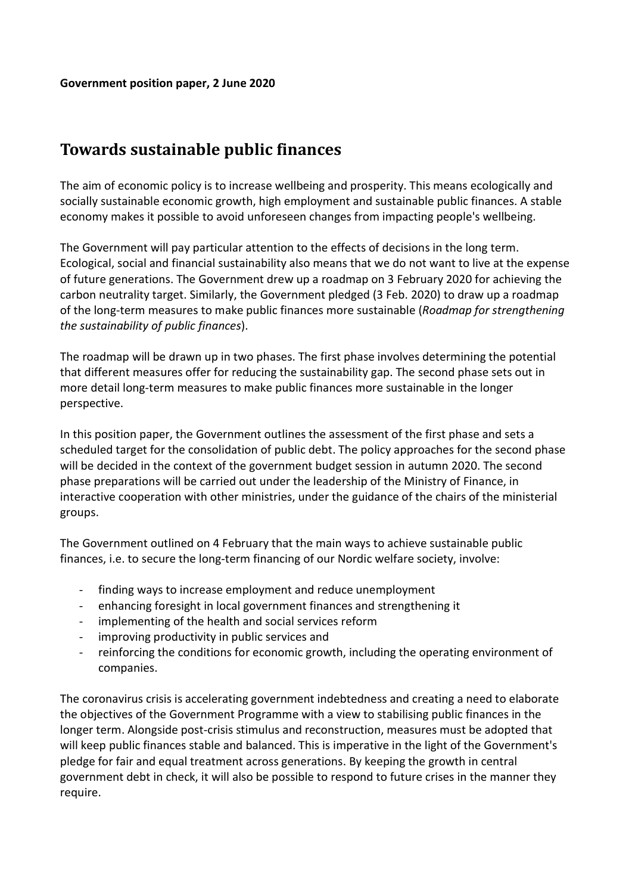**Government position paper, 2 June 2020**

# Towards sustainable public finances

The aim of economic policy is to increase wellbeing and prosperity. This means ecologically and socially sustainable economic growth, high employment and sustainable public finances. A stable economy makes it possible to avoid unforeseen changes from impacting people's wellbeing.

The Government will pay particular attention to the effects of decisions in the long term. Ecological, social and financial sustainability also means that we do not want to live at the expense of future generations. The Government drew up a roadmap on 3 February 2020 for achieving the carbon neutrality target. Similarly, the Government pledged (3 Feb. 2020) to draw up a roadmap of the long-term measures to make public finances more sustainable (*Roadmap for strengthening the sustainability of public finances*).

The roadmap will be drawn up in two phases. The first phase involves determining the potential that different measures offer for reducing the sustainability gap. The second phase sets out in more detail long-term measures to make public finances more sustainable in the longer perspective.

In this position paper, the Government outlines the assessment of the first phase and sets a scheduled target for the consolidation of public debt. The policy approaches for the second phase will be decided in the context of the government budget session in autumn 2020. The second phase preparations will be carried out under the leadership of the Ministry of Finance, in interactive cooperation with other ministries, under the guidance of the chairs of the ministerial groups.

The Government outlined on 4 February that the main ways to achieve sustainable public finances, i.e. to secure the long-term financing of our Nordic welfare society, involve:

- finding ways to increase employment and reduce unemployment
- enhancing foresight in local government finances and strengthening it
- implementing of the health and social services reform
- improving productivity in public services and
- reinforcing the conditions for economic growth, including the operating environment of companies.

The coronavirus crisis is accelerating government indebtedness and creating a need to elaborate the objectives of the Government Programme with a view to stabilising public finances in the longer term. Alongside post-crisis stimulus and reconstruction, measures must be adopted that will keep public finances stable and balanced. This is imperative in the light of the Government's pledge for fair and equal treatment across generations. By keeping the growth in central government debt in check, it will also be possible to respond to future crises in the manner they require.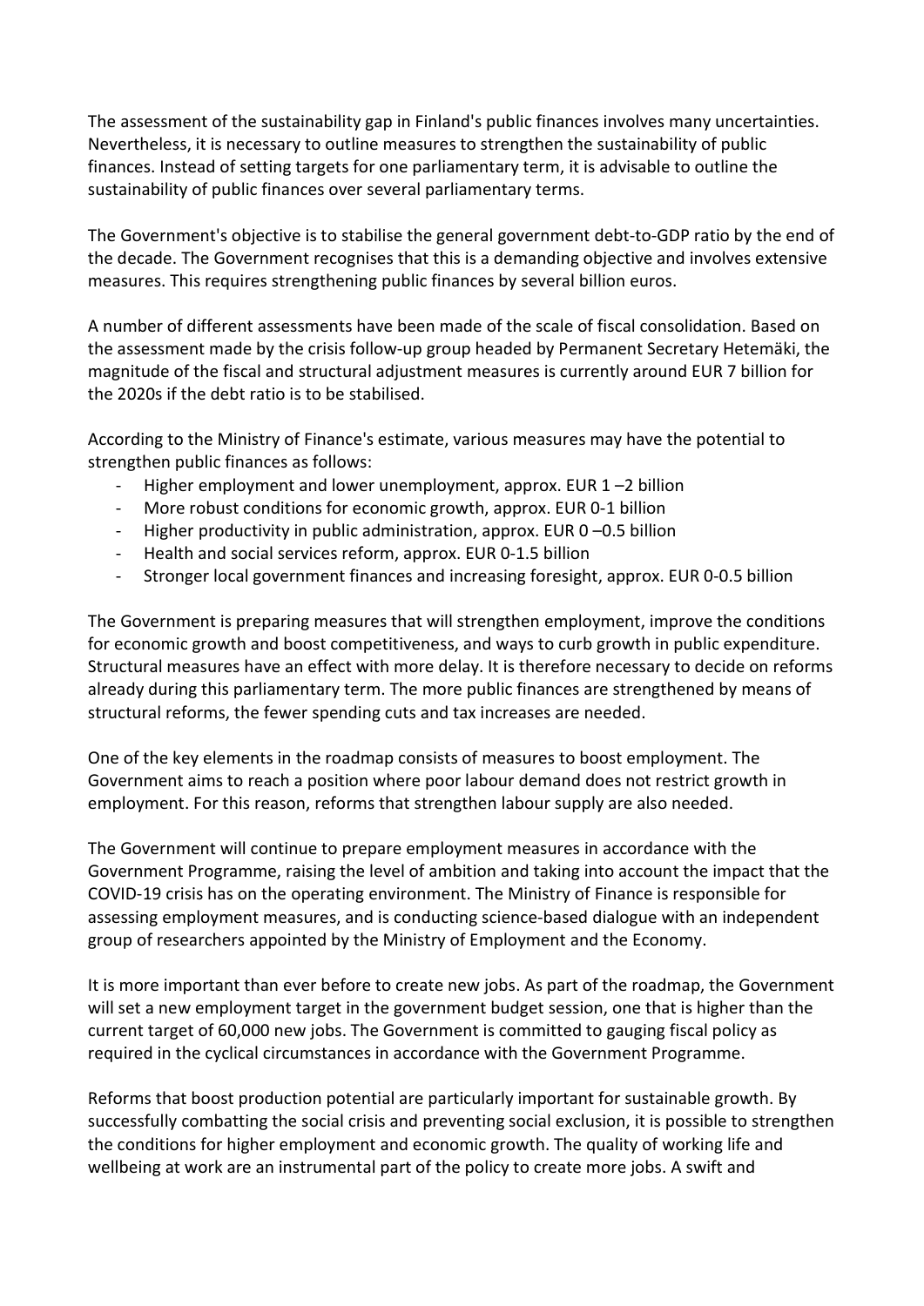The assessment of the sustainability gap in Finland's public finances involves many uncertainties. Nevertheless, it is necessary to outline measures to strengthen the sustainability of public finances. Instead of setting targets for one parliamentary term, it is advisable to outline the sustainability of public finances over several parliamentary terms.

The Government's objective is to stabilise the general government debt-to-GDP ratio by the end of the decade. The Government recognises that this is a demanding objective and involves extensive measures. This requires strengthening public finances by several billion euros.

A number of different assessments have been made of the scale of fiscal consolidation. Based on the assessment made by the crisis follow-up group headed by Permanent Secretary Hetemäki, the magnitude of the fiscal and structural adjustment measures is currently around EUR 7 billion for the 2020s if the debt ratio is to be stabilised.

According to the Ministry of Finance's estimate, various measures may have the potential to strengthen public finances as follows:

- Higher employment and lower unemployment, approx. EUR 1 –2 billion
- More robust conditions for economic growth, approx. EUR 0-1 billion
- Higher productivity in public administration, approx. EUR 0 –0.5 billion
- Health and social services reform, approx. EUR 0-1.5 billion
- Stronger local government finances and increasing foresight, approx. EUR 0-0.5 billion

The Government is preparing measures that will strengthen employment, improve the conditions for economic growth and boost competitiveness, and ways to curb growth in public expenditure. Structural measures have an effect with more delay. It is therefore necessary to decide on reforms already during this parliamentary term. The more public finances are strengthened by means of structural reforms, the fewer spending cuts and tax increases are needed.

One of the key elements in the roadmap consists of measures to boost employment. The Government aims to reach a position where poor labour demand does not restrict growth in employment. For this reason, reforms that strengthen labour supply are also needed.

The Government will continue to prepare employment measures in accordance with the Government Programme, raising the level of ambition and taking into account the impact that the COVID-19 crisis has on the operating environment. The Ministry of Finance is responsible for assessing employment measures, and is conducting science-based dialogue with an independent group of researchers appointed by the Ministry of Employment and the Economy.

It is more important than ever before to create new jobs. As part of the roadmap, the Government will set a new employment target in the government budget session, one that is higher than the current target of 60,000 new jobs. The Government is committed to gauging fiscal policy as required in the cyclical circumstances in accordance with the Government Programme.

Reforms that boost production potential are particularly important for sustainable growth. By successfully combatting the social crisis and preventing social exclusion, it is possible to strengthen the conditions for higher employment and economic growth. The quality of working life and wellbeing at work are an instrumental part of the policy to create more jobs. A swift and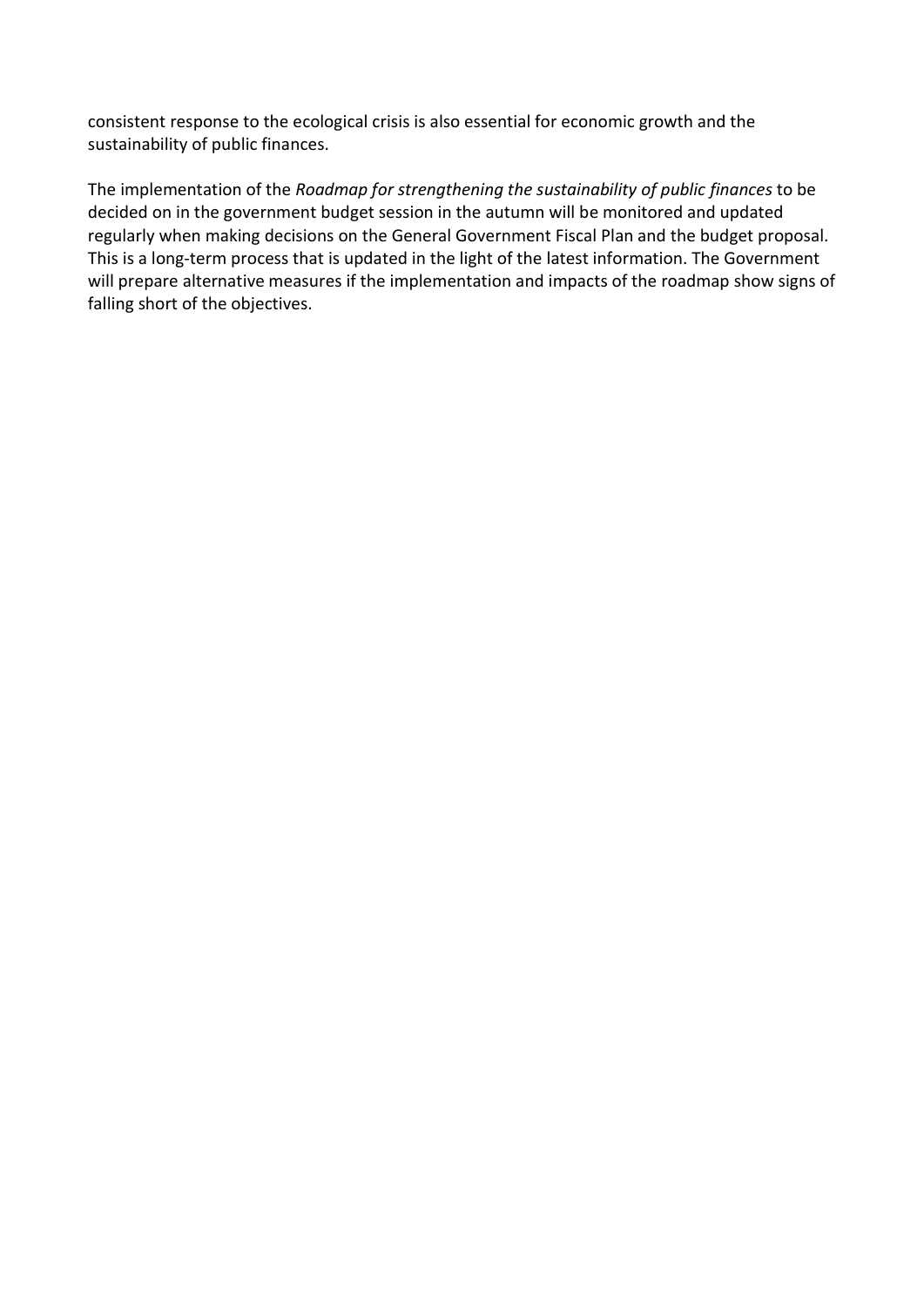consistent response to the ecological crisis is also essential for economic growth and the sustainability of public finances.

The implementation of the *Roadmap for strengthening the sustainability of public finances* to be decided on in the government budget session in the autumn will be monitored and updated regularly when making decisions on the General Government Fiscal Plan and the budget proposal. This is a long-term process that is updated in the light of the latest information. The Government will prepare alternative measures if the implementation and impacts of the roadmap show signs of falling short of the objectives.